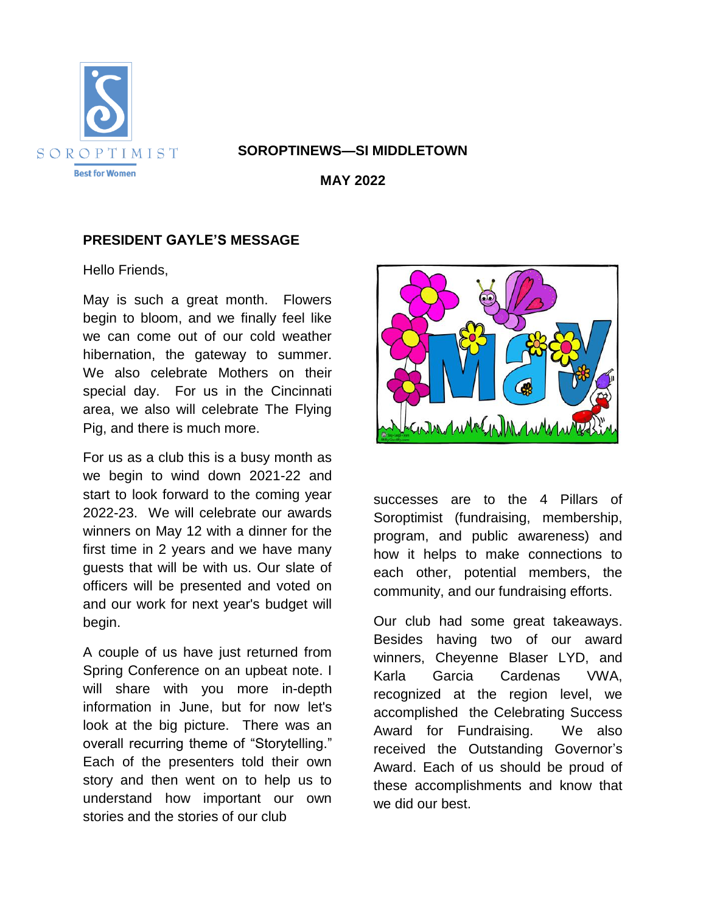# SOROPTINEWS—SI MIDDLETOWN

**MAY 2022**

## PRESIDENT GAYLE'S MESSAGE

Hello Friends,

May is such a great month. Flowers begin to bloom, and we finally feel like we can come out of our cold weather hibernation, the gateway to summer. We also celebrate Mothers on their special day. For us in the Cincinnati area, we also will celebrate The Flying Pig, and there is much more.

For us as a club this is a busy month as we begin to wind down 2021-22 and start to look forward to the coming year 2022-23. We will celebrate our awards winners on May 12 with a dinner for the first time in 2 years and we have many guests that will be with us. Our slate of officers will be presented and voted on and our work for next year's budget will begin.

A couple of us have just returned from Spring Conference on an upbeat note. I will share with you more in-depth information in June, but for now let's look at the big picture. There was an overall recurring theme of "Storytelling." Each of the presenters told their own story and then went on to help us to understand how important our own stories and the stories of our club successes are to the 4 Pillars of Soroptimist (fundraising, membership, program, and public awareness) and how it helps to make connections to each other, potential members, the community, and our fundraising efforts.

Our club had some great takeaways. Besides having two of our award winners, Cheyenne Blaser LYD, and Karla Garcia Cardenas VWA, recognized at the region level, we accomplished the Celebrating Success Award for Fundraising. We also received the Outstanding Governor's Award. Each of us should be proud of these accomplishments and know that we did our best.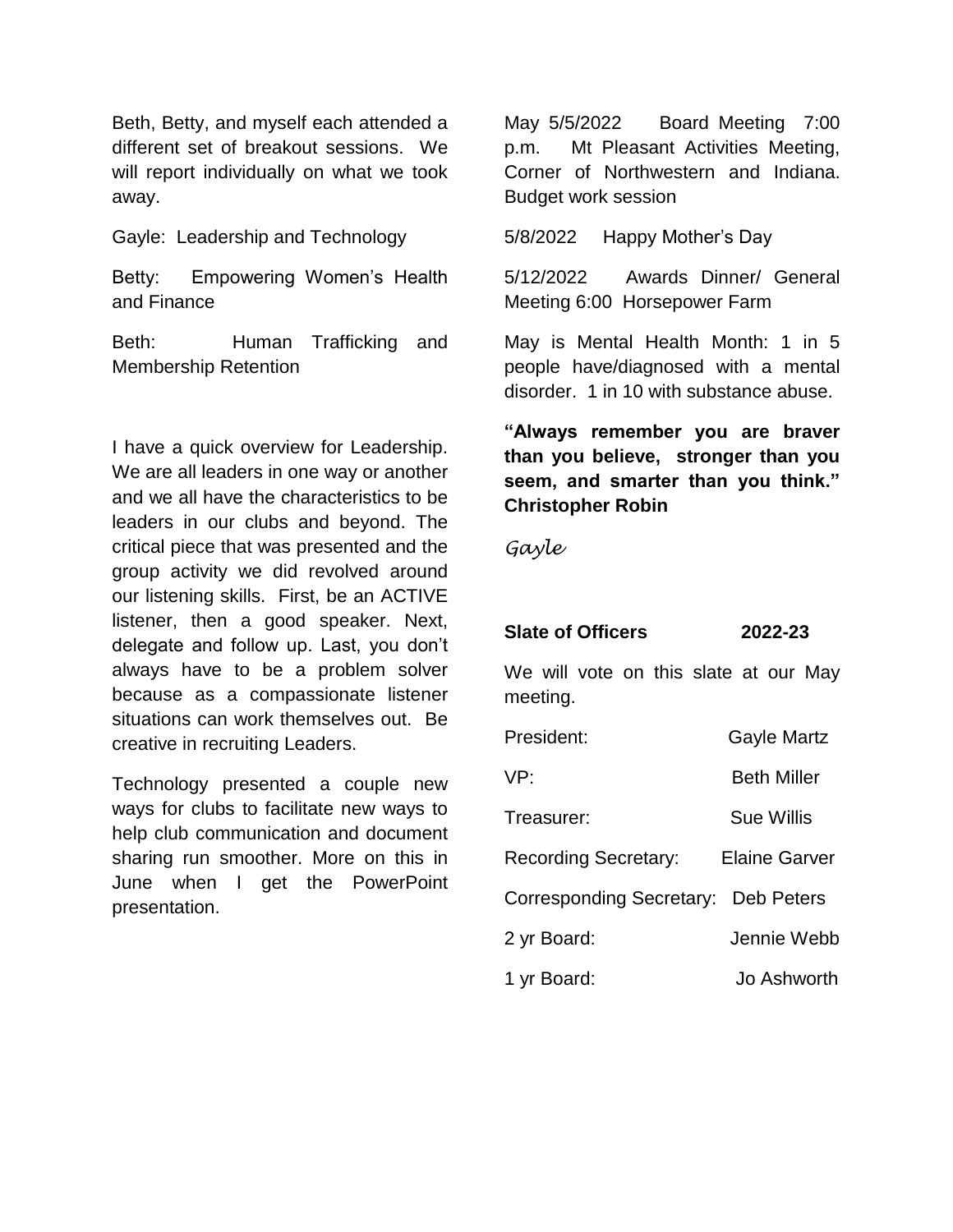Beth, Betty, and myself each attended a different set of breakout sessions. We will report individually on what we took away.

Gayle: Leadership and Technology

Betty: Empowering Women's Health and Finance

Beth: Human Trafficking and Membership Retention

I have a quick overview for Leadership. We are all leaders in one way or another and we all have the characteristics to be leaders in our clubs and beyond. The critical piece that was presented and the group activity we did revolved around our listening skills. First, be an ACTIVE listener, then a good speaker. Next, delegate and follow up. Last, you don't always have to be a problem solver because as a compassionate listener situations can work themselves out. Be creative in recruiting Leaders.

Technology presented a couple new ways for clubs to facilitate new ways to help club communication and document sharing run smoother. More on this in June when I get the PowerPoint presentation.

May 5/5/2022 Board Meeting 7:00 p.m. Mt Pleasant Activities Meeting, Corner of Northwestern and Indiana. Budget work session

5/8/2022 Happy Mother's Day

5/12/2022 Awards Dinner/ General Meeting 6:00 Horsepower Farm

May is Mental Health Month: 1 in 5 people have/diagnosed with a mental disorder. 1 in 10 with substance abuse.

**"Always remember you are braver than you believe, stronger than you seem, and smarter than you think." Christopher Robin**

*Gayle*

**Slate of Officers 2022-23**

We will vote on this slate at our May meeting.

| | |
|---|---|
| President: | Gayle Martz |
| VP: | Beth Miller |
| Treasurer: | Sue Willis |
| Recording Secretary: | Elaine Garver |
| Corresponding Secretary: | Deb Peters |
| 2 yr Board: | Jennie Webb |
| 1 yr Board: | Jo Ashworth |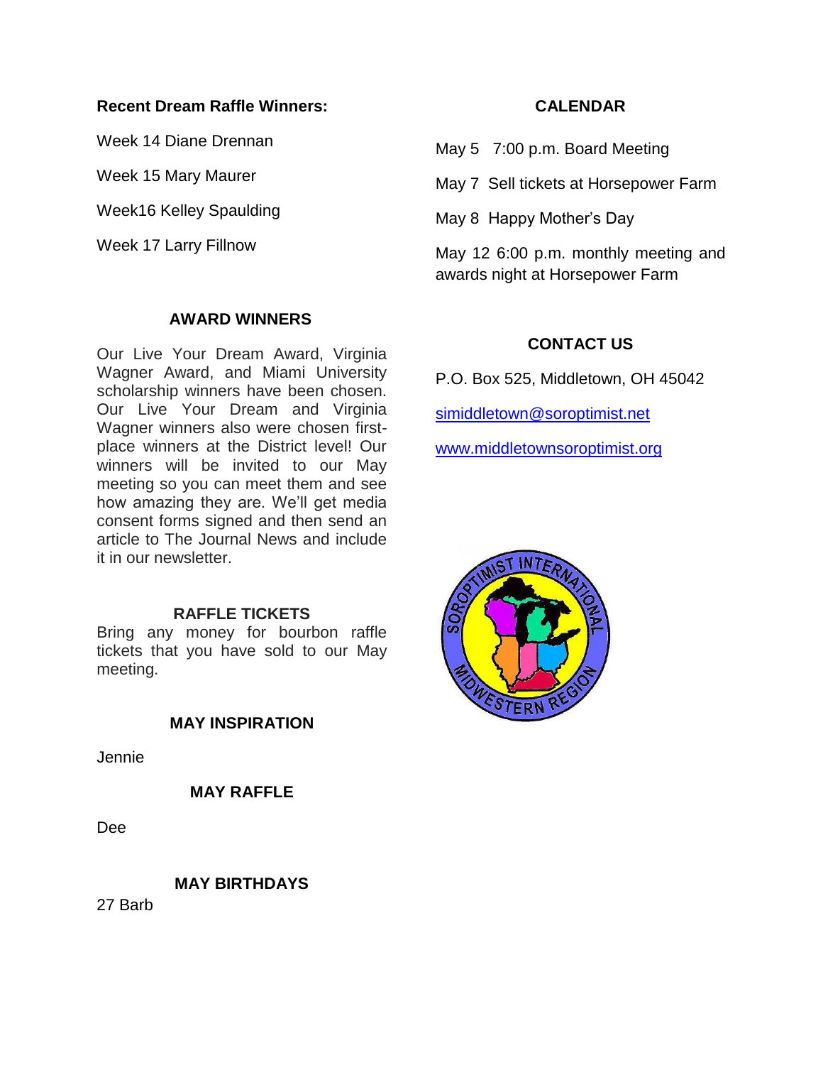**Recent Dream Raffle Winners:**

Week 14 Diane Drennan

Week 15 Mary Maurer

Week16 Kelley Spaulding

Week 17 Larry Fillnow

**AWARD WINNERS**

Our Live Your Dream Award, Virginia Wagner Award, and Miami University scholarship winners have been chosen. Our Live Your Dream and Virginia Wagner winners also were chosen first-place winners at the District level! Our winners will be invited to our May meeting so you can meet them and see how amazing they are. We'll get media consent forms signed and then send an article to The Journal News and include it in our newsletter.

**RAFFLE TICKETS**

Bring any money for bourbon raffle tickets that you have sold to our May meeting.

**MAY INSPIRATION**

Jennie

**MAY RAFFLE**

Dee

**MAY BIRTHDAYS**

27 Barb

**CALENDAR**

May 5 7:00 p.m. Board Meeting

May 7 Sell tickets at Horsepower Farm

May 8 Happy Mother's Day

May 12 6:00 p.m. monthly meeting and awards night at Horsepower Farm

**CONTACT US**

P.O. Box 525, Middletown, OH 45042

simiddletown@soroptimist.net

www.middletownsoroptimist.org

SOROPTIMIST INTERNATIONAL MIDWESTERN REGION